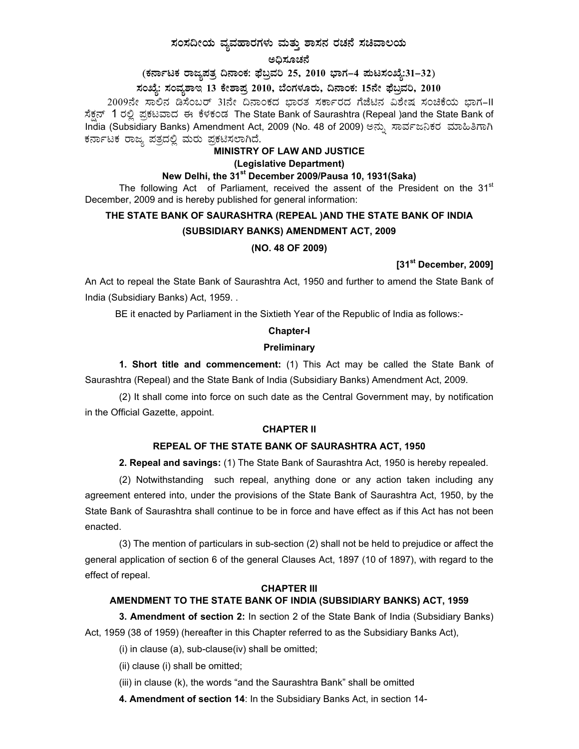# ಸಂಸದೀಯ ವ್ಯವಹಾರಗಳು ಮತ್ತು ಶಾಸನ ರಚನೆ ಸಚಿವಾಲಯ

## ಅಧಿಸೂಚನೆ

**(ಕರ್ನಾಟಕ ರಾಜ್ಯಪತ್ರ ದಿನಾಂಕ: ಫೆಬ್ರವರಿ 25, 2010 ಭಾಗ–4 ಪುಟಸಂಖ್ಯೆ:31–32)**

**ಸಂಖ್ಯೆ: ಸಂವ್ಯಶಾಇ 13 ಕೇಶಾಪ್ರ 2010, ಬೆಂಗಳೂರು, ದಿನಾಂಕ: 15ನೇ ಫೆಬ್ರವರಿ, 2010**

2009ನೇ ಸಾಲಿನ ಡಿಸೆಂಬರ್ 31ನೇ ದಿನಾಂಕದ ಭಾರತ ಸರ್ಕಾರದ ಗೆಜೆಟಿನ ವಿಶೇಷ ಸಂಚಿಕೆಯ ಭಾಗ–II ಸೆಕ್ಷನ್ 1 ರಲ್ಲಿ ಪ್ರಕಟವಾದ ಈ ಕೆಳಕಂಡ The State Bank of Saurashtra (Repeal )and the State Bank of India (Subsidiary Banks) Amendment Act, 2009 (No. 48 of 2009) ಅನ್ನು ಸಾರ್ವಜನಿಕರ ಮಾಹಿತಿಗಾಗಿ ಕರ್ನಾಟಕ ರಾಜ್ಯ ಪತ್ರದಲ್ಲಿ ಮರು ಪ್ರಕಟಿಸಲಾಗಿದೆ.

**MINISTRY OF LAW AND JUSTICE**

**(Legislative Department)**

**New Delhi, the 31st December 2009/Pausa 10, 1931(Saka)**

The following Act of Parliament, received the assent of the President on the 31st December, 2009 and is hereby published for general information:

## THE STATE BANK OF SAURASHTRA (REPEAL )AND THE STATE BANK OF INDIA (SUBSIDIARY BANKS) AMENDMENT ACT, 2009

**(NO. 48 OF 2009)**

**[31st December, 2009]**

An Act to repeal the State Bank of Saurashtra Act, 1950 and further to amend the State Bank of India (Subsidiary Banks) Act, 1959. .

BE it enacted by Parliament in the Sixtieth Year of the Republic of India as follows:-

### Chapter-I

### Preliminary

**1. Short title and commencement:** (1) This Act may be called the State Bank of Saurashtra (Repeal) and the State Bank of India (Subsidiary Banks) Amendment Act, 2009.

(2) It shall come into force on such date as the Central Government may, by notification in the Official Gazette, appoint.

### CHAPTER II

### REPEAL OF THE STATE BANK OF SAURASHTRA ACT, 1950

**2. Repeal and savings:** (1) The State Bank of Saurashtra Act, 1950 is hereby repealed.

(2) Notwithstanding such repeal, anything done or any action taken including any agreement entered into, under the provisions of the State Bank of Saurashtra Act, 1950, by the State Bank of Saurashtra shall continue to be in force and have effect as if this Act has not been enacted.

(3) The mention of particulars in sub-section (2) shall not be held to prejudice or affect the general application of section 6 of the general Clauses Act, 1897 (10 of 1897), with regard to the effect of repeal.

### CHAPTER III

### AMENDMENT TO THE STATE BANK OF INDIA (SUBSIDIARY BANKS) ACT, 1959

**3. Amendment of section 2:** In section 2 of the State Bank of India (Subsidiary Banks) Act, 1959 (38 of 1959) (hereafter in this Chapter referred to as the Subsidiary Banks Act),

(i) in clause (a), sub-clause(iv) shall be omitted;

(ii) clause (i) shall be omitted;

(iii) in clause (k), the words "and the Saurashtra Bank" shall be omitted

**4. Amendment of section 14**: In the Subsidiary Banks Act, in section 14-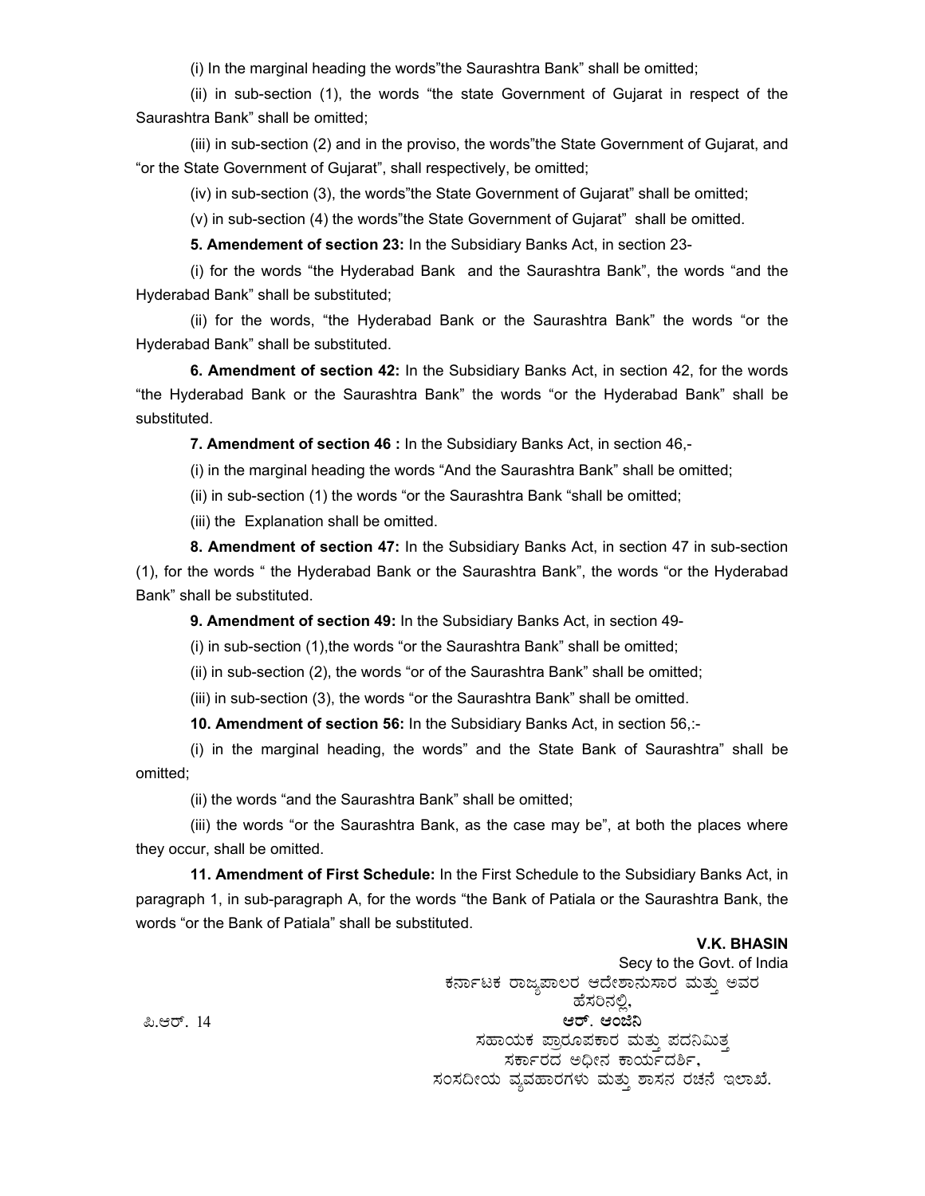(i) In the marginal heading the words"the Saurashtra Bank" shall be omitted;

(ii) in sub-section (1), the words "the state Government of Gujarat in respect of the Saurashtra Bank" shall be omitted;

(iii) in sub-section (2) and in the proviso, the words"the State Government of Gujarat, and "or the State Government of Gujarat", shall respectively, be omitted;

(iv) in sub-section (3), the words"the State Government of Gujarat" shall be omitted;

(v) in sub-section (4) the words"the State Government of Gujarat" shall be omitted.

**5. Amendement of section 23:** In the Subsidiary Banks Act, in section 23-

(i) for the words "the Hyderabad Bank and the Saurashtra Bank", the words "and the Hyderabad Bank" shall be substituted;

(ii) for the words, "the Hyderabad Bank or the Saurashtra Bank" the words "or the Hyderabad Bank" shall be substituted.

**6. Amendment of section 42:** In the Subsidiary Banks Act, in section 42, for the words "the Hyderabad Bank or the Saurashtra Bank" the words "or the Hyderabad Bank" shall be substituted.

**7. Amendment of section 46 :** In the Subsidiary Banks Act, in section 46,-

(i) in the marginal heading the words "And the Saurashtra Bank" shall be omitted;

(ii) in sub-section (1) the words "or the Saurashtra Bank "shall be omitted;

(iii) the Explanation shall be omitted.

**8. Amendment of section 47:** In the Subsidiary Banks Act, in section 47 in sub-section (1), for the words " the Hyderabad Bank or the Saurashtra Bank", the words "or the Hyderabad Bank" shall be substituted.

**9. Amendment of section 49:** In the Subsidiary Banks Act, in section 49-

(i) in sub-section (1),the words "or the Saurashtra Bank" shall be omitted;

(ii) in sub-section (2), the words "or of the Saurashtra Bank" shall be omitted;

(iii) in sub-section (3), the words "or the Saurashtra Bank" shall be omitted.

**10. Amendment of section 56:** In the Subsidiary Banks Act, in section 56,:-

(i) in the marginal heading, the words" and the State Bank of Saurashtra" shall be omitted;

(ii) the words "and the Saurashtra Bank" shall be omitted;

(iii) the words "or the Saurashtra Bank, as the case may be", at both the places where they occur, shall be omitted.

**11. Amendment of First Schedule:** In the First Schedule to the Subsidiary Banks Act, in paragraph 1, in sub-paragraph A, for the words "the Bank of Patiala or the Saurashtra Bank, the words "or the Bank of Patiala" shall be substituted.

**V.K. BHASIN**
Secy to the Govt. of India

ಕರ್ನಾಟಕ ರಾಜ್ಯಪಾಲರ ಆದೇಶಾನುಸಾರ ಮತ್ತು ಅವರ ಹೆಸರಿನಲ್ಲಿ,

**ಆರ್. ಆಂಜಿನಿ**
ಸಹಾಯಕ ಪ್ರಾರೂಪಕಾರ ಮತ್ತು ಪದನಿಮಿತ್ತ ಸರ್ಕಾರದ ಅಧೀನ ಕಾರ್ಯದರ್ಶಿ,
ಸಂಸದೀಯ ವ್ಯವಹಾರಗಳು ಮತ್ತು ಶಾಸನ ರಚನೆ ಇಲಾಖೆ.

ಪಿ.ಆರ್. 14